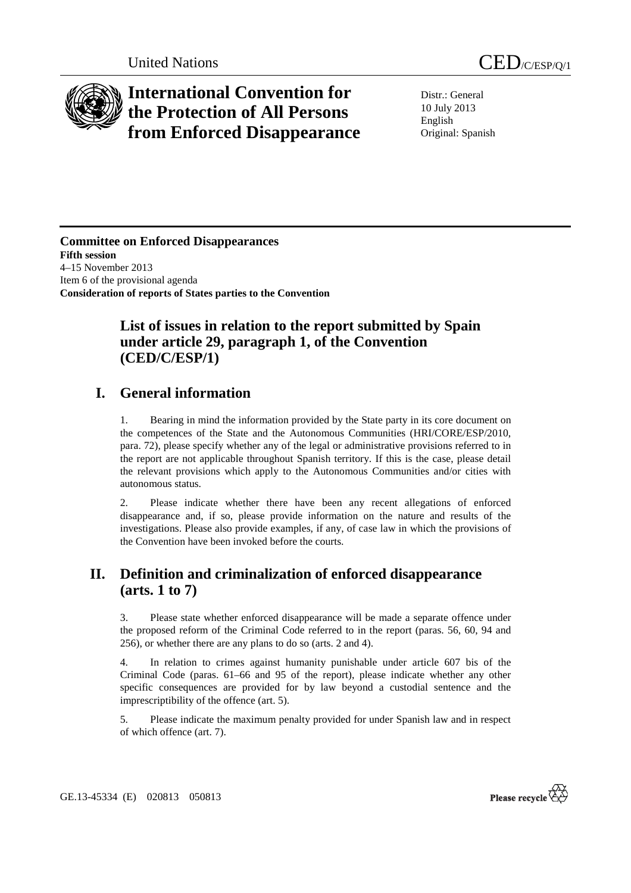United Nations CED/C/ESP/Q/1

# International Convention for the Protection of All Persons from Enforced Disappearance

Distr.: General
10 July 2013
English
Original: Spanish

**Committee on Enforced Disappearances**
**Fifth session**
4–15 November 2013
Item 6 of the provisional agenda
**Consideration of reports of States parties to the Convention**

## List of issues in relation to the report submitted by Spain under article 29, paragraph 1, of the Convention (CED/C/ESP/1)

## I. General information

1. Bearing in mind the information provided by the State party in its core document on the competences of the State and the Autonomous Communities (HRI/CORE/ESP/2010, para. 72), please specify whether any of the legal or administrative provisions referred to in the report are not applicable throughout Spanish territory. If this is the case, please detail the relevant provisions which apply to the Autonomous Communities and/or cities with autonomous status.

2. Please indicate whether there have been any recent allegations of enforced disappearance and, if so, please provide information on the nature and results of the investigations. Please also provide examples, if any, of case law in which the provisions of the Convention have been invoked before the courts.

## II. Definition and criminalization of enforced disappearance (arts. 1 to 7)

3. Please state whether enforced disappearance will be made a separate offence under the proposed reform of the Criminal Code referred to in the report (paras. 56, 60, 94 and 256), or whether there are any plans to do so (arts. 2 and 4).

4. In relation to crimes against humanity punishable under article 607 bis of the Criminal Code (paras. 61–66 and 95 of the report), please indicate whether any other specific consequences are provided for by law beyond a custodial sentence and the imprescriptibility of the offence (art. 5).

5. Please indicate the maximum penalty provided for under Spanish law and in respect of which offence (art. 7).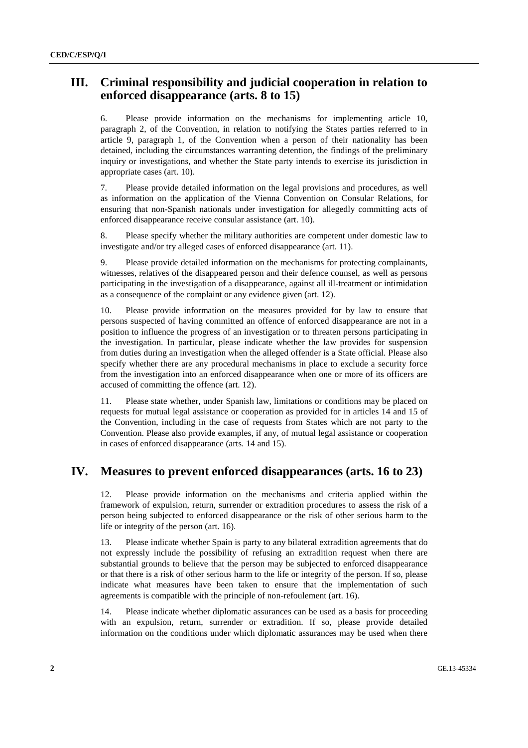## III. Criminal responsibility and judicial cooperation in relation to enforced disappearance (arts. 8 to 15)

6. Please provide information on the mechanisms for implementing article 10, paragraph 2, of the Convention, in relation to notifying the States parties referred to in article 9, paragraph 1, of the Convention when a person of their nationality has been detained, including the circumstances warranting detention, the findings of the preliminary inquiry or investigations, and whether the State party intends to exercise its jurisdiction in appropriate cases (art. 10).

7. Please provide detailed information on the legal provisions and procedures, as well as information on the application of the Vienna Convention on Consular Relations, for ensuring that non-Spanish nationals under investigation for allegedly committing acts of enforced disappearance receive consular assistance (art. 10).

8. Please specify whether the military authorities are competent under domestic law to investigate and/or try alleged cases of enforced disappearance (art. 11).

9. Please provide detailed information on the mechanisms for protecting complainants, witnesses, relatives of the disappeared person and their defence counsel, as well as persons participating in the investigation of a disappearance, against all ill-treatment or intimidation as a consequence of the complaint or any evidence given (art. 12).

10. Please provide information on the measures provided for by law to ensure that persons suspected of having committed an offence of enforced disappearance are not in a position to influence the progress of an investigation or to threaten persons participating in the investigation. In particular, please indicate whether the law provides for suspension from duties during an investigation when the alleged offender is a State official. Please also specify whether there are any procedural mechanisms in place to exclude a security force from the investigation into an enforced disappearance when one or more of its officers are accused of committing the offence (art. 12).

11. Please state whether, under Spanish law, limitations or conditions may be placed on requests for mutual legal assistance or cooperation as provided for in articles 14 and 15 of the Convention, including in the case of requests from States which are not party to the Convention. Please also provide examples, if any, of mutual legal assistance or cooperation in cases of enforced disappearance (arts. 14 and 15).

## IV. Measures to prevent enforced disappearances (arts. 16 to 23)

12. Please provide information on the mechanisms and criteria applied within the framework of expulsion, return, surrender or extradition procedures to assess the risk of a person being subjected to enforced disappearance or the risk of other serious harm to the life or integrity of the person (art. 16).

13. Please indicate whether Spain is party to any bilateral extradition agreements that do not expressly include the possibility of refusing an extradition request when there are substantial grounds to believe that the person may be subjected to enforced disappearance or that there is a risk of other serious harm to the life or integrity of the person. If so, please indicate what measures have been taken to ensure that the implementation of such agreements is compatible with the principle of non-refoulement (art. 16).

14. Please indicate whether diplomatic assurances can be used as a basis for proceeding with an expulsion, return, surrender or extradition. If so, please provide detailed information on the conditions under which diplomatic assurances may be used when there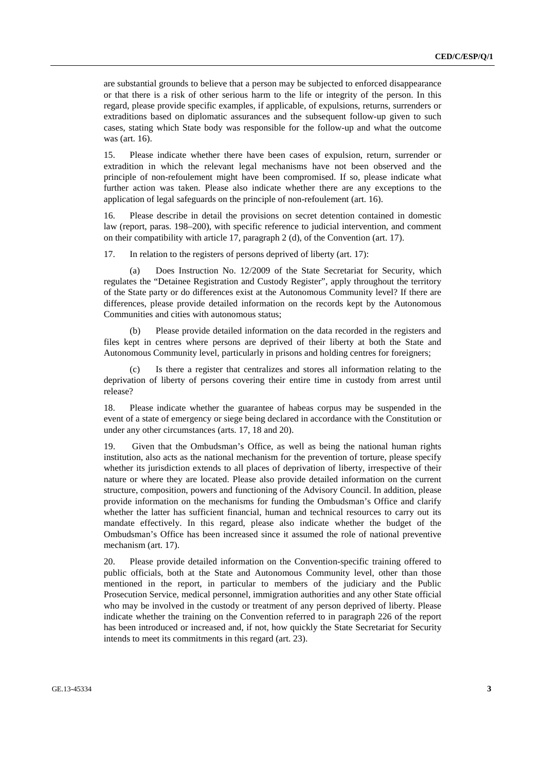are substantial grounds to believe that a person may be subjected to enforced disappearance or that there is a risk of other serious harm to the life or integrity of the person. In this regard, please provide specific examples, if applicable, of expulsions, returns, surrenders or extraditions based on diplomatic assurances and the subsequent follow-up given to such cases, stating which State body was responsible for the follow-up and what the outcome was (art. 16).

15. Please indicate whether there have been cases of expulsion, return, surrender or extradition in which the relevant legal mechanisms have not been observed and the principle of non-refoulement might have been compromised. If so, please indicate what further action was taken. Please also indicate whether there are any exceptions to the application of legal safeguards on the principle of non-refoulement (art. 16).

16. Please describe in detail the provisions on secret detention contained in domestic law (report, paras. 198–200), with specific reference to judicial intervention, and comment on their compatibility with article 17, paragraph 2 (d), of the Convention (art. 17).

17. In relation to the registers of persons deprived of liberty (art. 17):

(a) Does Instruction No. 12/2009 of the State Secretariat for Security, which regulates the "Detainee Registration and Custody Register", apply throughout the territory of the State party or do differences exist at the Autonomous Community level? If there are differences, please provide detailed information on the records kept by the Autonomous Communities and cities with autonomous status;

(b) Please provide detailed information on the data recorded in the registers and files kept in centres where persons are deprived of their liberty at both the State and Autonomous Community level, particularly in prisons and holding centres for foreigners;

(c) Is there a register that centralizes and stores all information relating to the deprivation of liberty of persons covering their entire time in custody from arrest until release?

18. Please indicate whether the guarantee of habeas corpus may be suspended in the event of a state of emergency or siege being declared in accordance with the Constitution or under any other circumstances (arts. 17, 18 and 20).

19. Given that the Ombudsman's Office, as well as being the national human rights institution, also acts as the national mechanism for the prevention of torture, please specify whether its jurisdiction extends to all places of deprivation of liberty, irrespective of their nature or where they are located. Please also provide detailed information on the current structure, composition, powers and functioning of the Advisory Council. In addition, please provide information on the mechanisms for funding the Ombudsman's Office and clarify whether the latter has sufficient financial, human and technical resources to carry out its mandate effectively. In this regard, please also indicate whether the budget of the Ombudsman's Office has been increased since it assumed the role of national preventive mechanism (art. 17).

20. Please provide detailed information on the Convention-specific training offered to public officials, both at the State and Autonomous Community level, other than those mentioned in the report, in particular to members of the judiciary and the Public Prosecution Service, medical personnel, immigration authorities and any other State official who may be involved in the custody or treatment of any person deprived of liberty. Please indicate whether the training on the Convention referred to in paragraph 226 of the report has been introduced or increased and, if not, how quickly the State Secretariat for Security intends to meet its commitments in this regard (art. 23).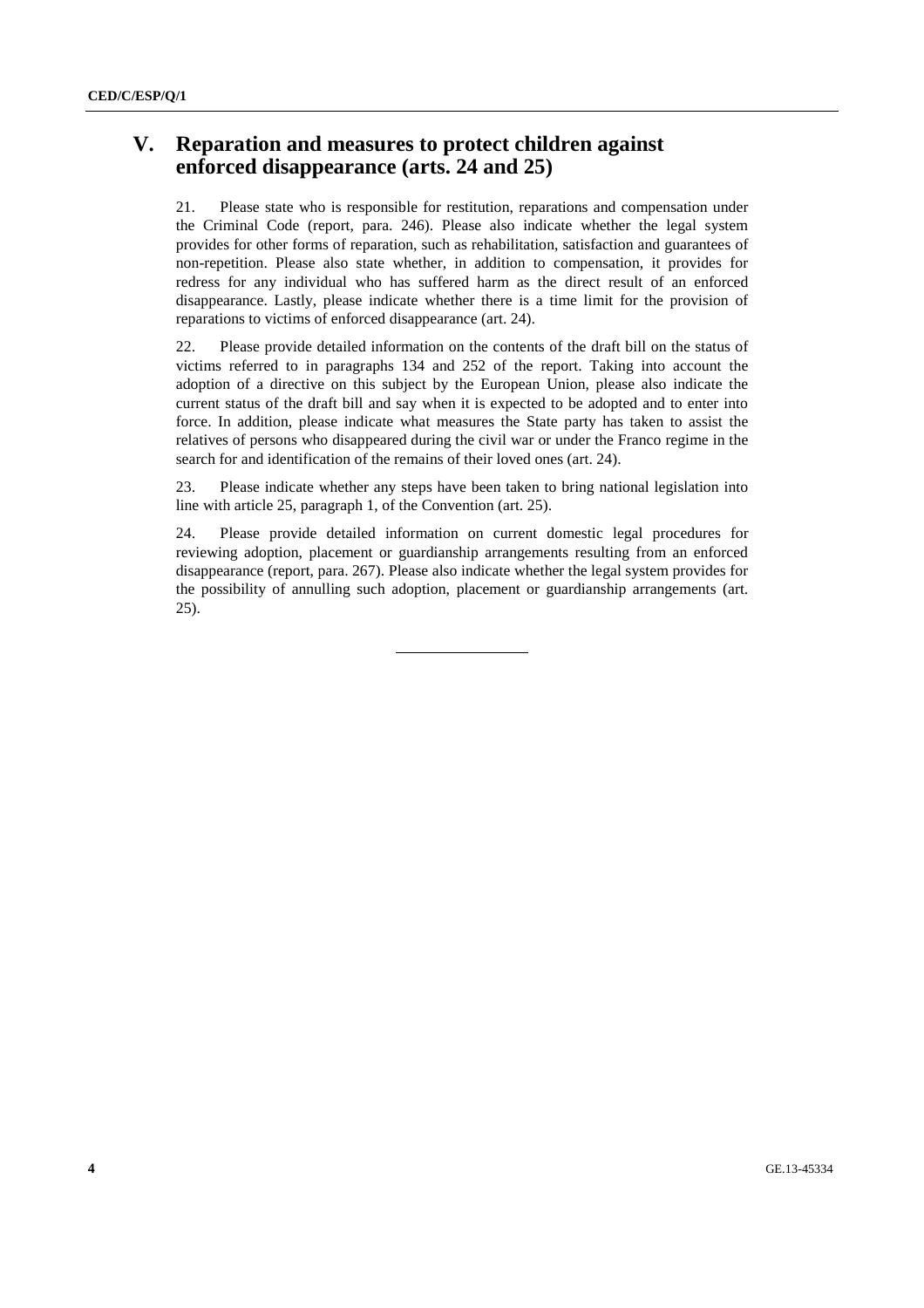## V. Reparation and measures to protect children against enforced disappearance (arts. 24 and 25)

21. Please state who is responsible for restitution, reparations and compensation under the Criminal Code (report, para. 246). Please also indicate whether the legal system provides for other forms of reparation, such as rehabilitation, satisfaction and guarantees of non-repetition. Please also state whether, in addition to compensation, it provides for redress for any individual who has suffered harm as the direct result of an enforced disappearance. Lastly, please indicate whether there is a time limit for the provision of reparations to victims of enforced disappearance (art. 24).

22. Please provide detailed information on the contents of the draft bill on the status of victims referred to in paragraphs 134 and 252 of the report. Taking into account the adoption of a directive on this subject by the European Union, please also indicate the current status of the draft bill and say when it is expected to be adopted and to enter into force. In addition, please indicate what measures the State party has taken to assist the relatives of persons who disappeared during the civil war or under the Franco regime in the search for and identification of the remains of their loved ones (art. 24).

23. Please indicate whether any steps have been taken to bring national legislation into line with article 25, paragraph 1, of the Convention (art. 25).

24. Please provide detailed information on current domestic legal procedures for reviewing adoption, placement or guardianship arrangements resulting from an enforced disappearance (report, para. 267). Please also indicate whether the legal system provides for the possibility of annulling such adoption, placement or guardianship arrangements (art. 25).